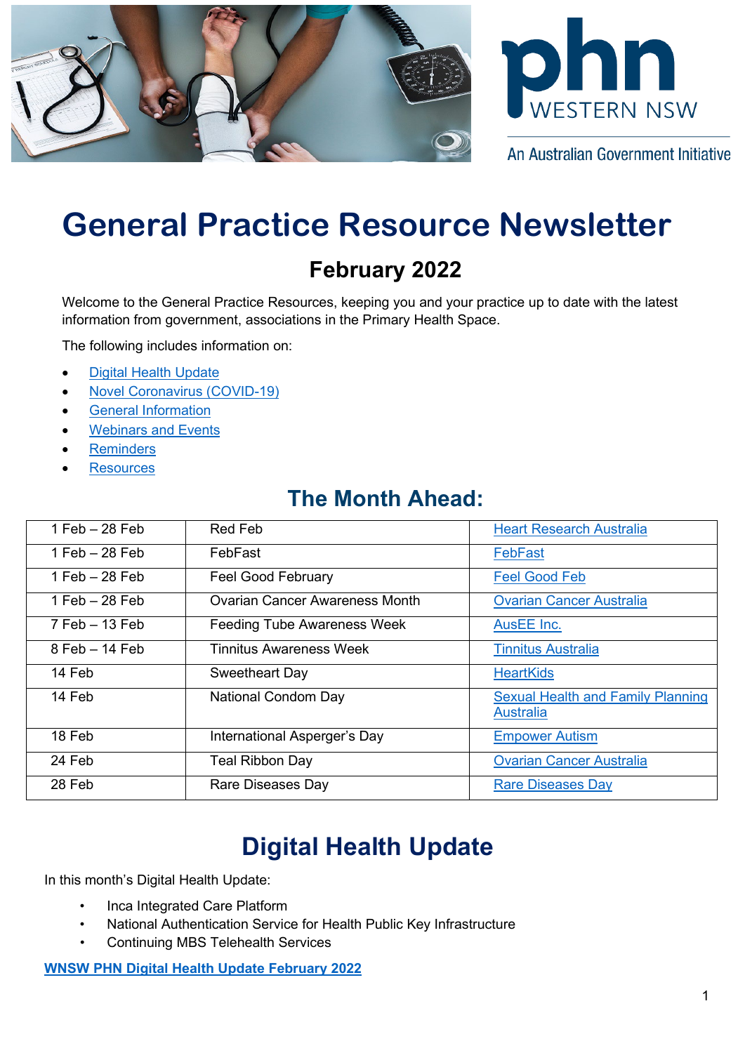# General Practice Resource Newsletter

## February 2022

Welcome to the General Practice Resources, keeping you and your practice up to date with the latest information from government, associations in the Primary Health Space.

The following includes information on:

- Digital Health Update
- Novel Coronavirus (COVID-19)
- General Information
- Webinars and Events
- Reminders
- Resources

## The Month Ahead:

| | | |
|---|---|---|
| 1 Feb – 28 Feb | Red Feb | Heart Research Australia |
| 1 Feb – 28 Feb | FebFast | FebFast |
| 1 Feb – 28 Feb | Feel Good February | Feel Good Feb |
| 1 Feb – 28 Feb | Ovarian Cancer Awareness Month | Ovarian Cancer Australia |
| 7 Feb – 13 Feb | Feeding Tube Awareness Week | AusEE Inc. |
| 8 Feb – 14 Feb | Tinnitus Awareness Week | Tinnitus Australia |
| 14 Feb | Sweetheart Day | HeartKids |
| 14 Feb | National Condom Day | Sexual Health and Family Planning Australia |
| 18 Feb | International Asperger's Day | Empower Autism |
| 24 Feb | Teal Ribbon Day | Ovarian Cancer Australia |
| 28 Feb | Rare Diseases Day | Rare Diseases Day |

## Digital Health Update

In this month's Digital Health Update:

- Inca Integrated Care Platform
- National Authentication Service for Health Public Key Infrastructure
- Continuing MBS Telehealth Services

**WNSW PHN Digital Health Update February 2022**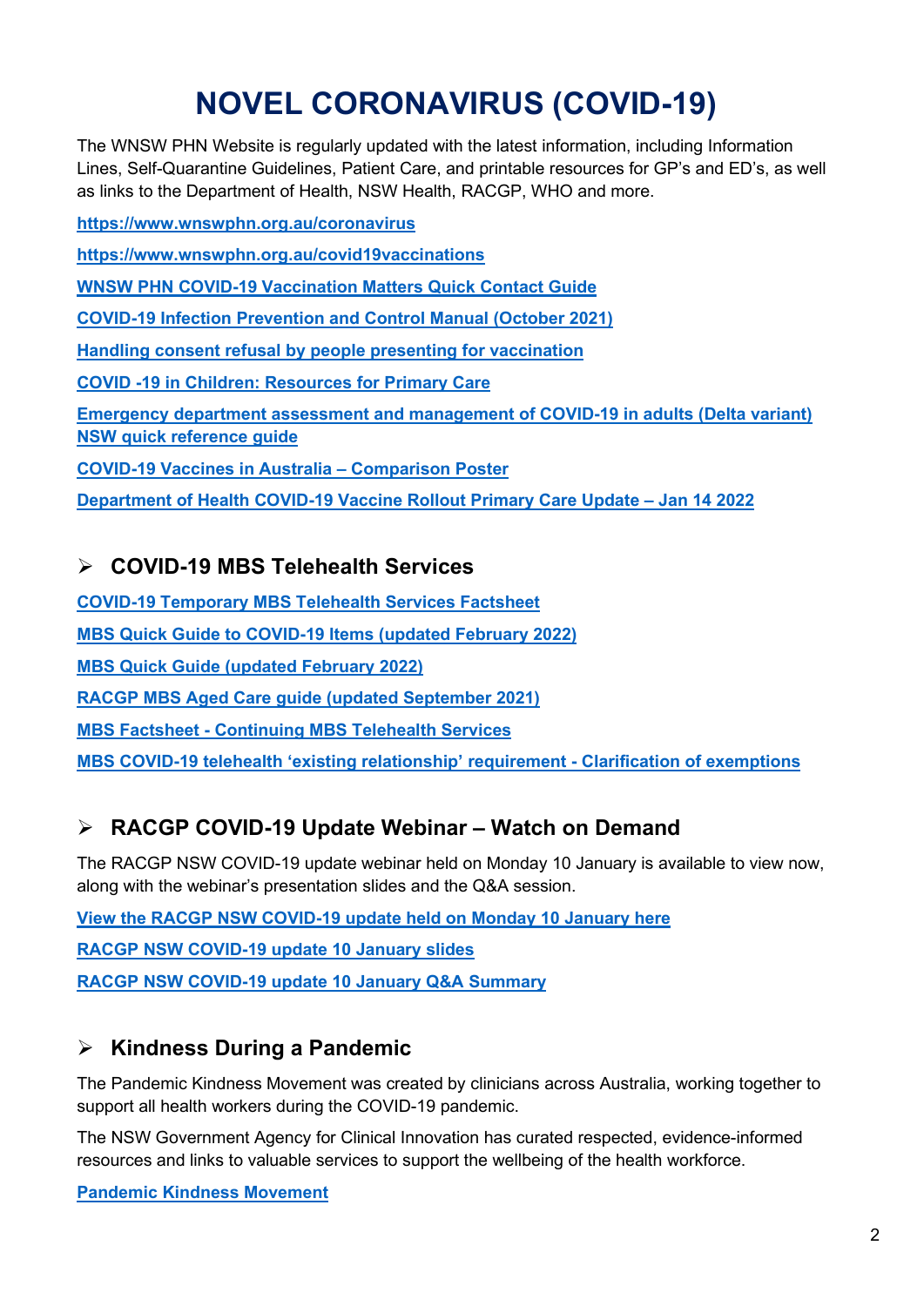# NOVEL CORONAVIRUS (COVID-19)

The WNSW PHN Website is regularly updated with the latest information, including Information Lines, Self-Quarantine Guidelines, Patient Care, and printable resources for GP's and ED's, as well as links to the Department of Health, NSW Health, RACGP, WHO and more.

**https://www.wnswphn.org.au/coronavirus**

**https://www.wnswphn.org.au/covid19vaccinations**

**WNSW PHN COVID-19 Vaccination Matters Quick Contact Guide**

**COVID-19 Infection Prevention and Control Manual (October 2021)**

**Handling consent refusal by people presenting for vaccination**

**COVID -19 in Children: Resources for Primary Care**

**Emergency department assessment and management of COVID-19 in adults (Delta variant) NSW quick reference guide**

**COVID-19 Vaccines in Australia – Comparison Poster**

**Department of Health COVID-19 Vaccine Rollout Primary Care Update – Jan 14 2022**

## COVID-19 MBS Telehealth Services

**COVID-19 Temporary MBS Telehealth Services Factsheet**

**MBS Quick Guide to COVID-19 Items (updated February 2022)**

**MBS Quick Guide (updated February 2022)**

**RACGP MBS Aged Care guide (updated September 2021)**

**MBS Factsheet - Continuing MBS Telehealth Services**

**MBS COVID-19 telehealth 'existing relationship' requirement - Clarification of exemptions**

## RACGP COVID-19 Update Webinar – Watch on Demand

The RACGP NSW COVID-19 update webinar held on Monday 10 January is available to view now, along with the webinar's presentation slides and the Q&A session.

**View the RACGP NSW COVID-19 update held on Monday 10 January here**

**RACGP NSW COVID-19 update 10 January slides**

**RACGP NSW COVID-19 update 10 January Q&A Summary**

## Kindness During a Pandemic

The Pandemic Kindness Movement was created by clinicians across Australia, working together to support all health workers during the COVID-19 pandemic.

The NSW Government Agency for Clinical Innovation has curated respected, evidence-informed resources and links to valuable services to support the wellbeing of the health workforce.

**Pandemic Kindness Movement**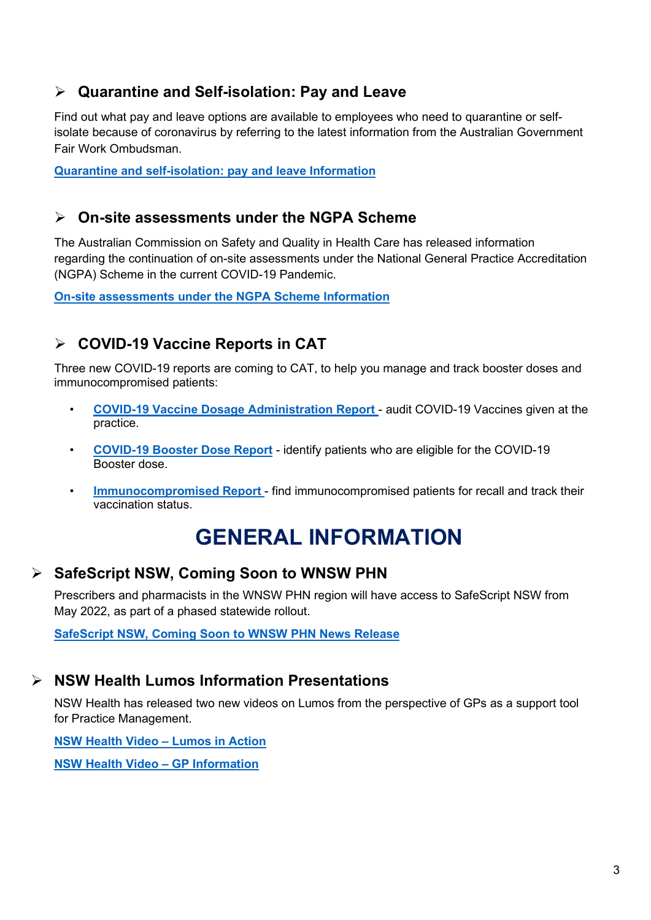## ➢ Quarantine and Self-isolation: Pay and Leave

Find out what pay and leave options are available to employees who need to quarantine or self-isolate because of coronavirus by referring to the latest information from the Australian Government Fair Work Ombudsman.

**Quarantine and self-isolation: pay and leave Information**

## ➢ On-site assessments under the NGPA Scheme

The Australian Commission on Safety and Quality in Health Care has released information regarding the continuation of on-site assessments under the National General Practice Accreditation (NGPA) Scheme in the current COVID-19 Pandemic.

**On-site assessments under the NGPA Scheme Information**

## ➢ COVID-19 Vaccine Reports in CAT

Three new COVID-19 reports are coming to CAT, to help you manage and track booster doses and immunocompromised patients:

- **COVID-19 Vaccine Dosage Administration Report** - audit COVID-19 Vaccines given at the practice.
- **COVID-19 Booster Dose Report** - identify patients who are eligible for the COVID-19 Booster dose.
- **Immunocompromised Report** - find immunocompromised patients for recall and track their vaccination status.

# GENERAL INFORMATION

## ➢ SafeScript NSW, Coming Soon to WNSW PHN

Prescribers and pharmacists in the WNSW PHN region will have access to SafeScript NSW from May 2022, as part of a phased statewide rollout.

**SafeScript NSW, Coming Soon to WNSW PHN News Release**

## ➢ NSW Health Lumos Information Presentations

NSW Health has released two new videos on Lumos from the perspective of GPs as a support tool for Practice Management.

**NSW Health Video – Lumos in Action**

**NSW Health Video – GP Information**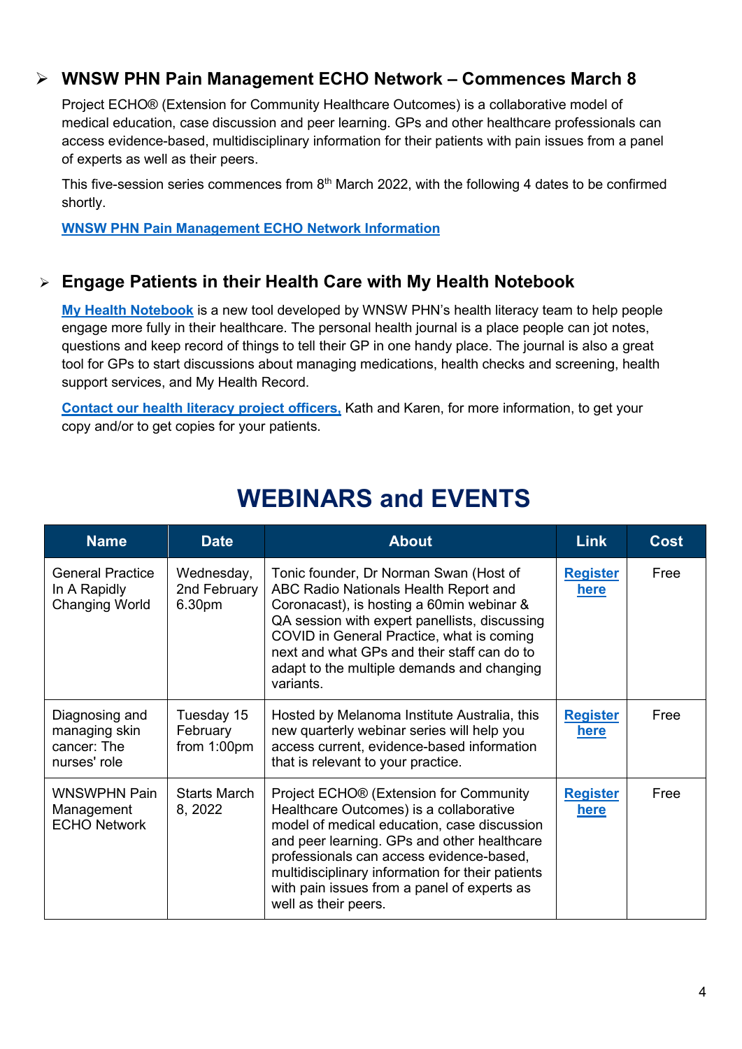## ➢ WNSW PHN Pain Management ECHO Network – Commences March 8

Project ECHO® (Extension for Community Healthcare Outcomes) is a collaborative model of medical education, case discussion and peer learning. GPs and other healthcare professionals can access evidence-based, multidisciplinary information for their patients with pain issues from a panel of experts as well as their peers.

This five-session series commences from 8th March 2022, with the following 4 dates to be confirmed shortly.

**WNSW PHN Pain Management ECHO Network Information**

## ➢ Engage Patients in their Health Care with My Health Notebook

**My Health Notebook** is a new tool developed by WNSW PHN's health literacy team to help people engage more fully in their healthcare. The personal health journal is a place people can jot notes, questions and keep record of things to tell their GP in one handy place. The journal is also a great tool for GPs to start discussions about managing medications, health checks and screening, health support services, and My Health Record.

**Contact our health literacy project officers,** Kath and Karen, for more information, to get your copy and/or to get copies for your patients.

# WEBINARS and EVENTS

| Name | Date | About | Link | Cost |
|---|---|---|---|---|
| General Practice In A Rapidly Changing World | Wednesday, 2nd February 6.30pm | Tonic founder, Dr Norman Swan (Host of ABC Radio Nationals Health Report and Coronacast), is hosting a 60min webinar & QA session with expert panellists, discussing COVID in General Practice, what is coming next and what GPs and their staff can do to adapt to the multiple demands and changing variants. | Register here | Free |
| Diagnosing and managing skin cancer: The nurses' role | Tuesday 15 February from 1:00pm | Hosted by Melanoma Institute Australia, this new quarterly webinar series will help you access current, evidence-based information that is relevant to your practice. | Register here | Free |
| WNSWPHN Pain Management ECHO Network | Starts March 8, 2022 | Project ECHO® (Extension for Community Healthcare Outcomes) is a collaborative model of medical education, case discussion and peer learning. GPs and other healthcare professionals can access evidence-based, multidisciplinary information for their patients with pain issues from a panel of experts as well as their peers. | Register here | Free |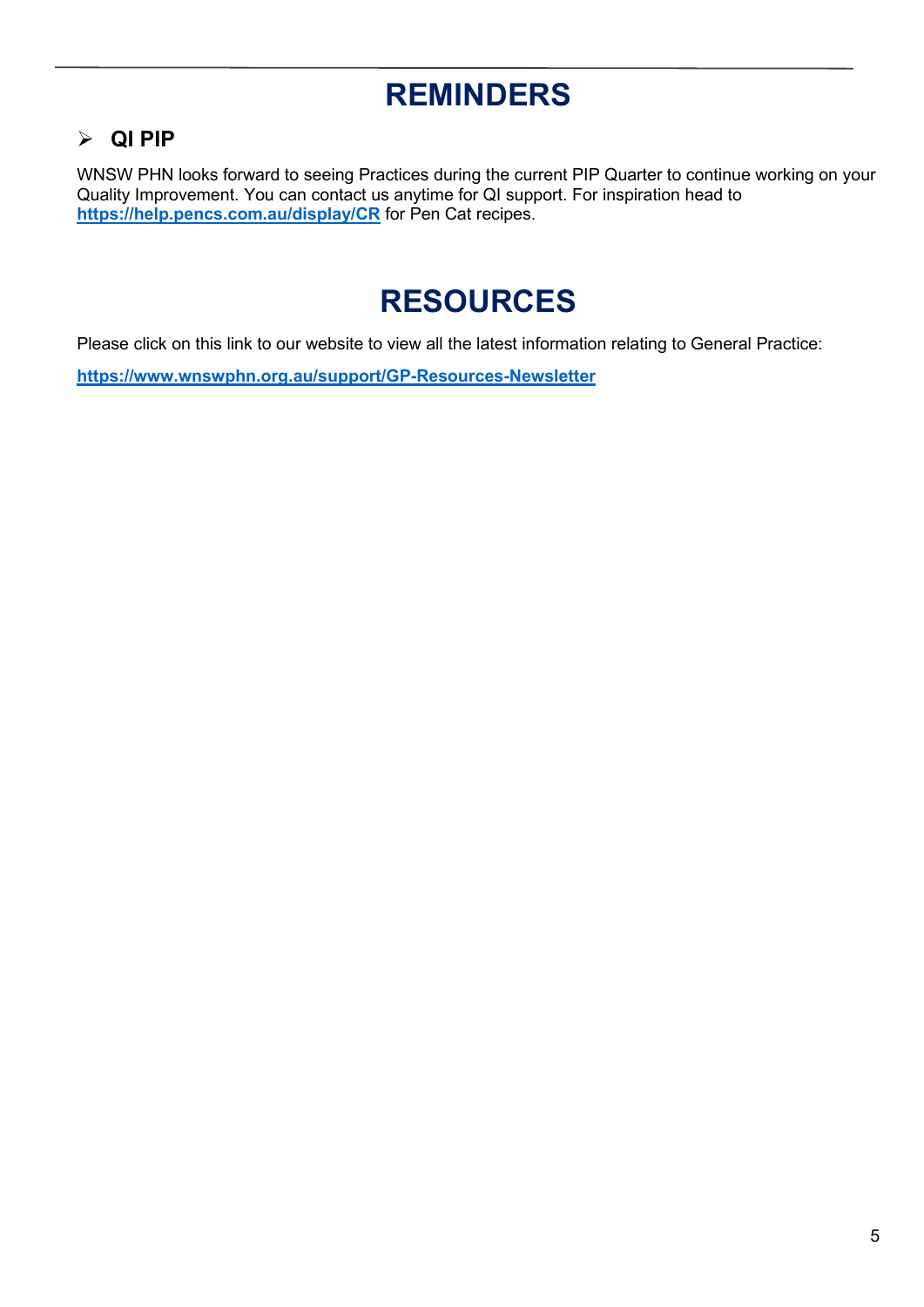# REMINDERS

- **QI PIP**

WNSW PHN looks forward to seeing Practices during the current PIP Quarter to continue working on your Quality Improvement. You can contact us anytime for QI support. For inspiration head to **https://help.pencs.com.au/display/CR** for Pen Cat recipes.

# RESOURCES

Please click on this link to our website to view all the latest information relating to General Practice:

**https://www.wnswphn.org.au/support/GP-Resources-Newsletter**